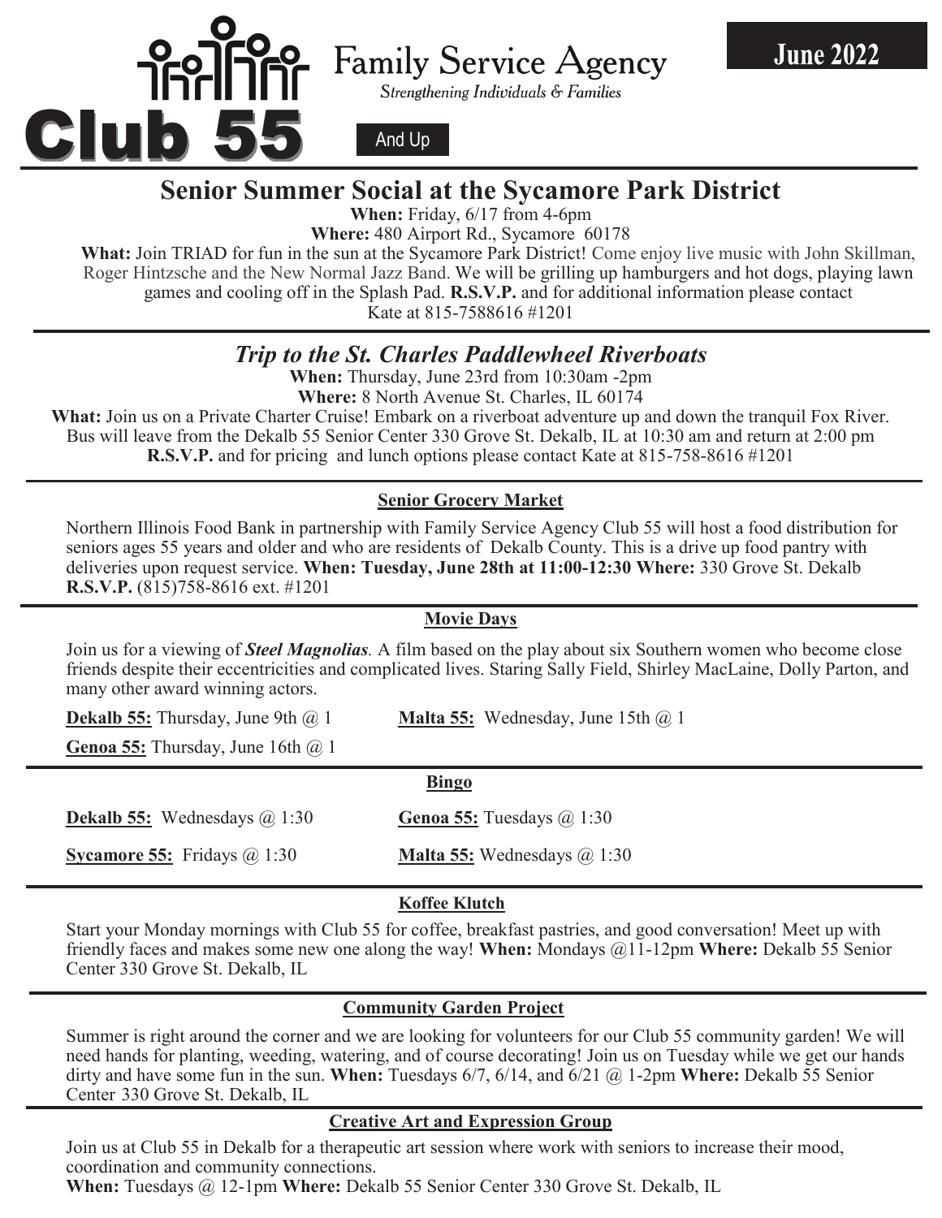# Club 55 Family Service Agency

*Strengthening Individuals & Families*

And Up

**June 2022**

## Senior Summer Social at the Sycamore Park District

**When:** Friday, 6/17 from 4-6pm

**Where:** 480 Airport Rd., Sycamore 60178

**What:** Join TRIAD for fun in the sun at the Sycamore Park District! Come enjoy live music with John Skillman, Roger Hintzsche and the New Normal Jazz Band. We will be grilling up hamburgers and hot dogs, playing lawn games and cooling off in the Splash Pad. **R.S.V.P.** and for additional information please contact Kate at 815-7588616 #1201

## *Trip to the St. Charles Paddlewheel Riverboats*

**When:** Thursday, June 23rd from 10:30am -2pm

**Where:** 8 North Avenue St. Charles, IL 60174

**What:** Join us on a Private Charter Cruise! Embark on a riverboat adventure up and down the tranquil Fox River. Bus will leave from the Dekalb 55 Senior Center 330 Grove St. Dekalb, IL at 10:30 am and return at 2:00 pm **R.S.V.P.** and for pricing and lunch options please contact Kate at 815-758-8616 #1201

### Senior Grocery Market

Northern Illinois Food Bank in partnership with Family Service Agency Club 55 will host a food distribution for seniors ages 55 years and older and who are residents of Dekalb County. This is a drive up food pantry with deliveries upon request service. **When: Tuesday, June 28th at 11:00-12:30 Where:** 330 Grove St. Dekalb **R.S.V.P.** (815)758-8616 ext. #1201

### Movie Days

Join us for a viewing of ***Steel Magnolias***. A film based on the play about six Southern women who become close friends despite their eccentricities and complicated lives. Staring Sally Field, Shirley MacLaine, Dolly Parton, and many other award winning actors.

**Dekalb 55:** Thursday, June 9th @ 1

**Malta 55:** Wednesday, June 15th @ 1

**Genoa 55:** Thursday, June 16th @ 1

### Bingo

**Dekalb 55:** Wednesdays @ 1:30

**Genoa 55:** Tuesdays @ 1:30

**Sycamore 55:** Fridays @ 1:30

**Malta 55:** Wednesdays @ 1:30

### Koffee Klutch

Start your Monday mornings with Club 55 for coffee, breakfast pastries, and good conversation! Meet up with friendly faces and makes some new one along the way! **When:** Mondays @11-12pm **Where:** Dekalb 55 Senior Center 330 Grove St. Dekalb, IL

### Community Garden Project

Summer is right around the corner and we are looking for volunteers for our Club 55 community garden! We will need hands for planting, weeding, watering, and of course decorating! Join us on Tuesday while we get our hands dirty and have some fun in the sun. **When:** Tuesdays 6/7, 6/14, and 6/21 @ 1-2pm **Where:** Dekalb 55 Senior Center 330 Grove St. Dekalb, IL

### Creative Art and Expression Group

Join us at Club 55 in Dekalb for a therapeutic art session where work with seniors to increase their mood, coordination and community connections.

**When:** Tuesdays @ 12-1pm **Where:** Dekalb 55 Senior Center 330 Grove St. Dekalb, IL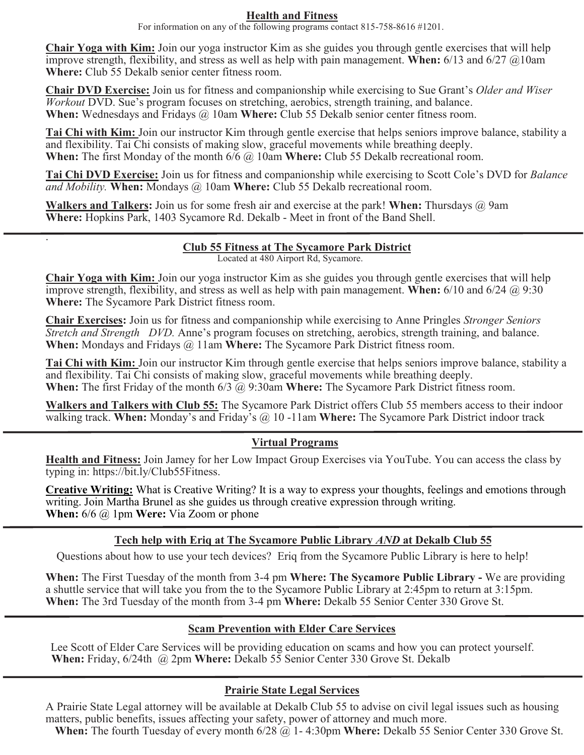## Health and Fitness

For information on any of the following programs contact 815-758-8616 #1201.

**Chair Yoga with Kim:** Join our yoga instructor Kim as she guides you through gentle exercises that will help improve strength, flexibility, and stress as well as help with pain management. **When:** 6/13 and 6/27 @10am **Where:** Club 55 Dekalb senior center fitness room.

**Chair DVD Exercise:** Join us for fitness and companionship while exercising to Sue Grant's *Older and Wiser Workout* DVD. Sue's program focuses on stretching, aerobics, strength training, and balance. **When:** Wednesdays and Fridays @ 10am **Where:** Club 55 Dekalb senior center fitness room.

**Tai Chi with Kim:** Join our instructor Kim through gentle exercise that helps seniors improve balance, stability a and flexibility. Tai Chi consists of making slow, graceful movements while breathing deeply. **When:** The first Monday of the month 6/6 @ 10am **Where:** Club 55 Dekalb recreational room.

**Tai Chi DVD Exercise:** Join us for fitness and companionship while exercising to Scott Cole's DVD for *Balance and Mobility.* **When:** Mondays @ 10am **Where:** Club 55 Dekalb recreational room.

**Walkers and Talkers:** Join us for some fresh air and exercise at the park! **When:** Thursdays @ 9am **Where:** Hopkins Park, 1403 Sycamore Rd. Dekalb - Meet in front of the Band Shell.

## Club 55 Fitness at The Sycamore Park District

Located at 480 Airport Rd, Sycamore.

**Chair Yoga with Kim:** Join our yoga instructor Kim as she guides you through gentle exercises that will help improve strength, flexibility, and stress as well as help with pain management. **When:** 6/10 and 6/24 @ 9:30 **Where:** The Sycamore Park District fitness room.

**Chair Exercises:** Join us for fitness and companionship while exercising to Anne Pringles *Stronger Seniors Stretch and Strength DVD.* Anne's program focuses on stretching, aerobics, strength training, and balance. **When:** Mondays and Fridays @ 11am **Where:** The Sycamore Park District fitness room.

**Tai Chi with Kim:** Join our instructor Kim through gentle exercise that helps seniors improve balance, stability a and flexibility. Tai Chi consists of making slow, graceful movements while breathing deeply. **When:** The first Friday of the month 6/3 @ 9:30am **Where:** The Sycamore Park District fitness room.

**Walkers and Talkers with Club 55:** The Sycamore Park District offers Club 55 members access to their indoor walking track. **When:** Monday's and Friday's @ 10 -11am **Where:** The Sycamore Park District indoor track

## Virtual Programs

**Health and Fitness:** Join Jamey for her Low Impact Group Exercises via YouTube. You can access the class by typing in: https://bit.ly/Club55Fitness.

**Creative Writing:** What is Creative Writing? It is a way to express your thoughts, feelings and emotions through writing. Join Martha Brunel as she guides us through creative expression through writing. **When:** 6/6 @ 1pm **Were:** Via Zoom or phone

## Tech help with Eriq at The Sycamore Public Library *AND* at Dekalb Club 55

Questions about how to use your tech devices? Eriq from the Sycamore Public Library is here to help!

**When:** The First Tuesday of the month from 3-4 pm **Where: The Sycamore Public Library -** We are providing a shuttle service that will take you from the to the Sycamore Public Library at 2:45pm to return at 3:15pm. **When:** The 3rd Tuesday of the month from 3-4 pm **Where:** Dekalb 55 Senior Center 330 Grove St.

## Scam Prevention with Elder Care Services

Lee Scott of Elder Care Services will be providing education on scams and how you can protect yourself. **When:** Friday, 6/24th @ 2pm **Where:** Dekalb 55 Senior Center 330 Grove St. Dekalb

## Prairie State Legal Services

A Prairie State Legal attorney will be available at Dekalb Club 55 to advise on civil legal issues such as housing matters, public benefits, issues affecting your safety, power of attorney and much more. **When:** The fourth Tuesday of every month 6/28 @ 1- 4:30pm **Where:** Dekalb 55 Senior Center 330 Grove St.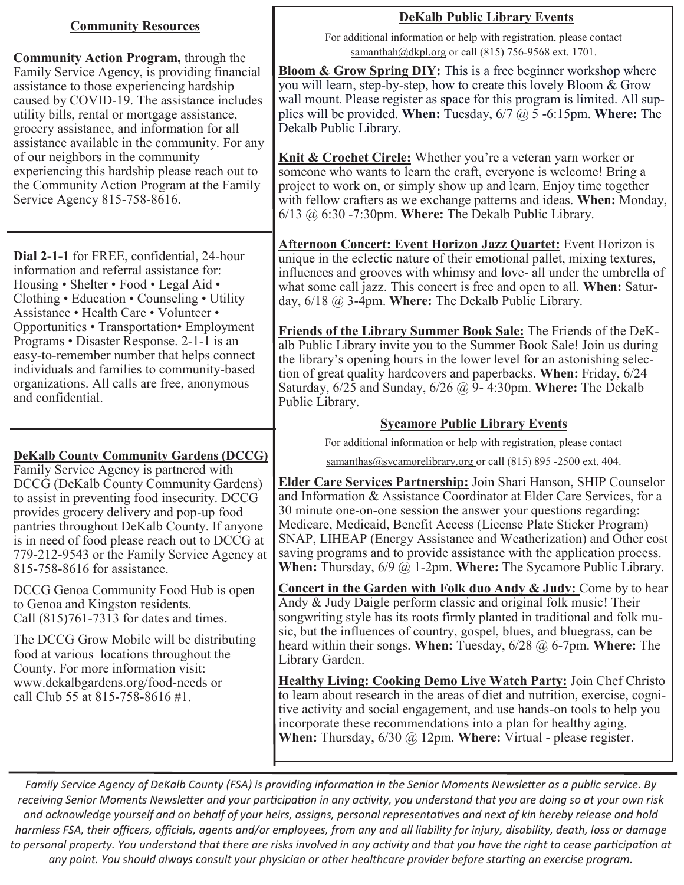## Community Resources

**Community Action Program,** through the Family Service Agency, is providing financial assistance to those experiencing hardship caused by COVID-19. The assistance includes utility bills, rental or mortgage assistance, grocery assistance, and information for all assistance available in the community. For any of our neighbors in the community experiencing this hardship please reach out to the Community Action Program at the Family Service Agency 815-758-8616.

**Dial 2-1-1** for FREE, confidential, 24-hour information and referral assistance for: Housing • Shelter • Food • Legal Aid • Clothing • Education • Counseling • Utility Assistance • Health Care • Volunteer • Opportunities • Transportation• Employment Programs • Disaster Response. 2-1-1 is an easy-to-remember number that helps connect individuals and families to community-based organizations. All calls are free, anonymous and confidential.

**DeKalb County Community Gardens (DCCG)**

Family Service Agency is partnered with DCCG (DeKalb County Community Gardens) to assist in preventing food insecurity. DCCG provides grocery delivery and pop-up food pantries throughout DeKalb County. If anyone is in need of food please reach out to DCCG at 779-212-9543 or the Family Service Agency at 815-758-8616 for assistance.

DCCG Genoa Community Food Hub is open to Genoa and Kingston residents. Call (815)761-7313 for dates and times.

The DCCG Grow Mobile will be distributing food at various locations throughout the County. For more information visit: www.dekalbgardens.org/food-needs or call Club 55 at 815-758-8616 #1.

## DeKalb Public Library Events

For additional information or help with registration, please contact samanthah@dkpl.org or call (815) 756-9568 ext. 1701.

**Bloom & Grow Spring DIY:** This is a free beginner workshop where you will learn, step-by-step, how to create this lovely Bloom & Grow wall mount. Please register as space for this program is limited. All supplies will be provided. **When:** Tuesday, 6/7 @ 5 -6:15pm. **Where:** The Dekalb Public Library.

**Knit & Crochet Circle:** Whether you're a veteran yarn worker or someone who wants to learn the craft, everyone is welcome! Bring a project to work on, or simply show up and learn. Enjoy time together with fellow crafters as we exchange patterns and ideas. **When:** Monday, 6/13 @ 6:30 -7:30pm. **Where:** The Dekalb Public Library.

**Afternoon Concert: Event Horizon Jazz Quartet:** Event Horizon is unique in the eclectic nature of their emotional pallet, mixing textures, influences and grooves with whimsy and love- all under the umbrella of what some call jazz. This concert is free and open to all. **When:** Saturday, 6/18 @ 3-4pm. **Where:** The Dekalb Public Library.

**Friends of the Library Summer Book Sale:** The Friends of the DeKalb Public Library invite you to the Summer Book Sale! Join us during the library's opening hours in the lower level for an astonishing selection of great quality hardcovers and paperbacks. **When:** Friday, 6/24 Saturday, 6/25 and Sunday, 6/26 @ 9- 4:30pm. **Where:** The Dekalb Public Library.

## Sycamore Public Library Events

For additional information or help with registration, please contact samanthas@sycamorelibrary.org or call (815) 895 -2500 ext. 404.

**Elder Care Services Partnership:** Join Shari Hanson, SHIP Counselor and Information & Assistance Coordinator at Elder Care Services, for a 30 minute one-on-one session the answer your questions regarding: Medicare, Medicaid, Benefit Access (License Plate Sticker Program) SNAP, LIHEAP (Energy Assistance and Weatherization) and Other cost saving programs and to provide assistance with the application process. **When:** Thursday, 6/9 @ 1-2pm. **Where:** The Sycamore Public Library.

**Concert in the Garden with Folk duo Andy & Judy:** Come by to hear Andy & Judy Daigle perform classic and original folk music! Their songwriting style has its roots firmly planted in traditional and folk music, but the influences of country, gospel, blues, and bluegrass, can be heard within their songs. **When:** Tuesday, 6/28 @ 6-7pm. **Where:** The Library Garden.

**Healthy Living: Cooking Demo Live Watch Party:** Join Chef Christo to learn about research in the areas of diet and nutrition, exercise, cognitive activity and social engagement, and use hands-on tools to help you incorporate these recommendations into a plan for healthy aging. **When:** Thursday, 6/30 @ 12pm. **Where:** Virtual - please register.

*Family Service Agency of DeKalb County (FSA) is providing information in the Senior Moments Newsletter as a public service. By receiving Senior Moments Newsletter and your participation in any activity, you understand that you are doing so at your own risk and acknowledge yourself and on behalf of your heirs, assigns, personal representatives and next of kin hereby release and hold harmless FSA, their officers, officials, agents and/or employees, from any and all liability for injury, disability, death, loss or damage to personal property. You understand that there are risks involved in any activity and that you have the right to cease participation at any point. You should always consult your physician or other healthcare provider before starting an exercise program.*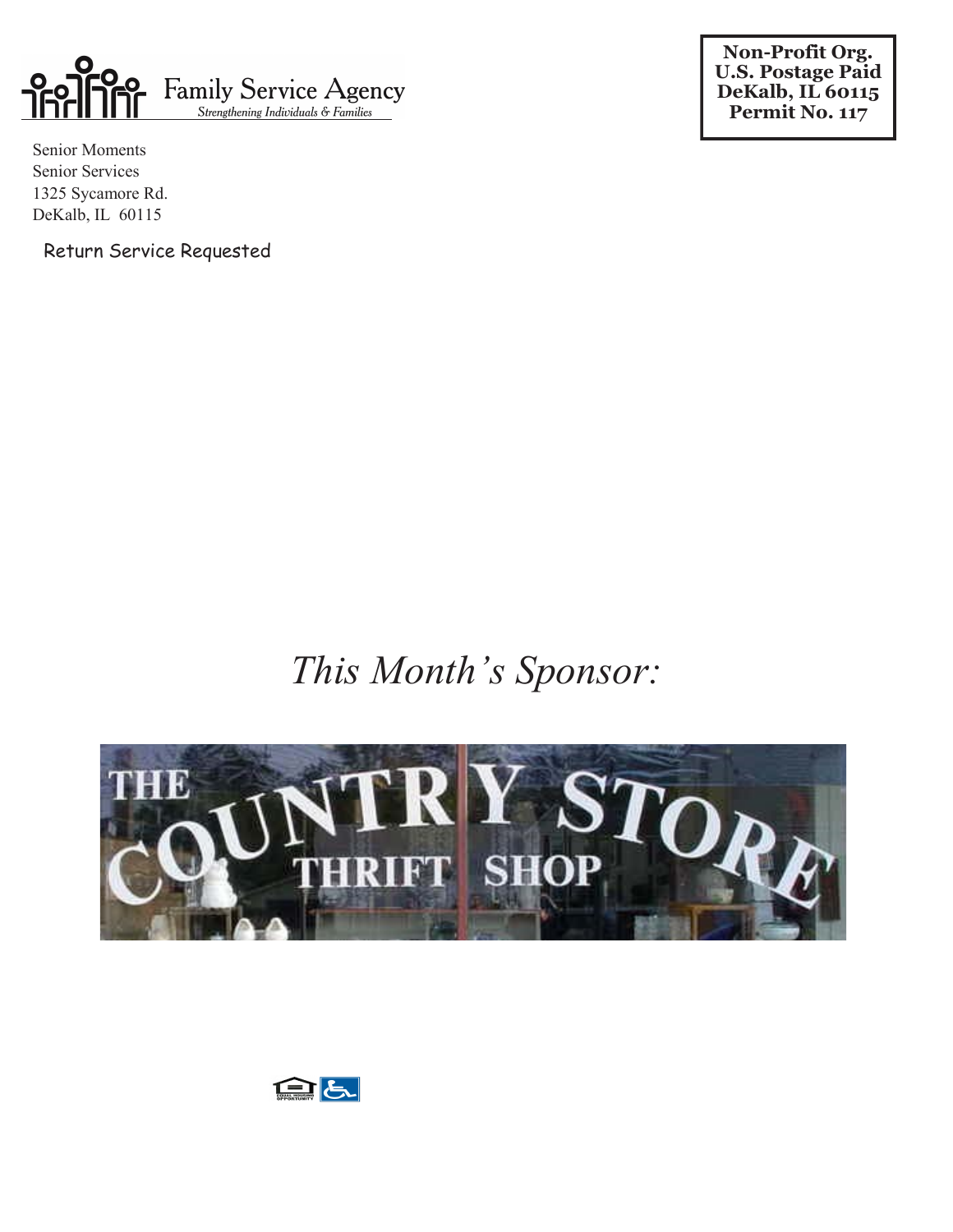Family Service Agency

*Strengthening Individuals & Families*

Senior Moments
Senior Services
1325 Sycamore Rd.
DeKalb, IL 60115

Return Service Requested

**Non-Profit Org.**
**U.S. Postage Paid**
**DeKalb, IL 60115**
**Permit No. 117**

*This Month's Sponsor:*

THE COUNTRY STORE THRIFT SHOP